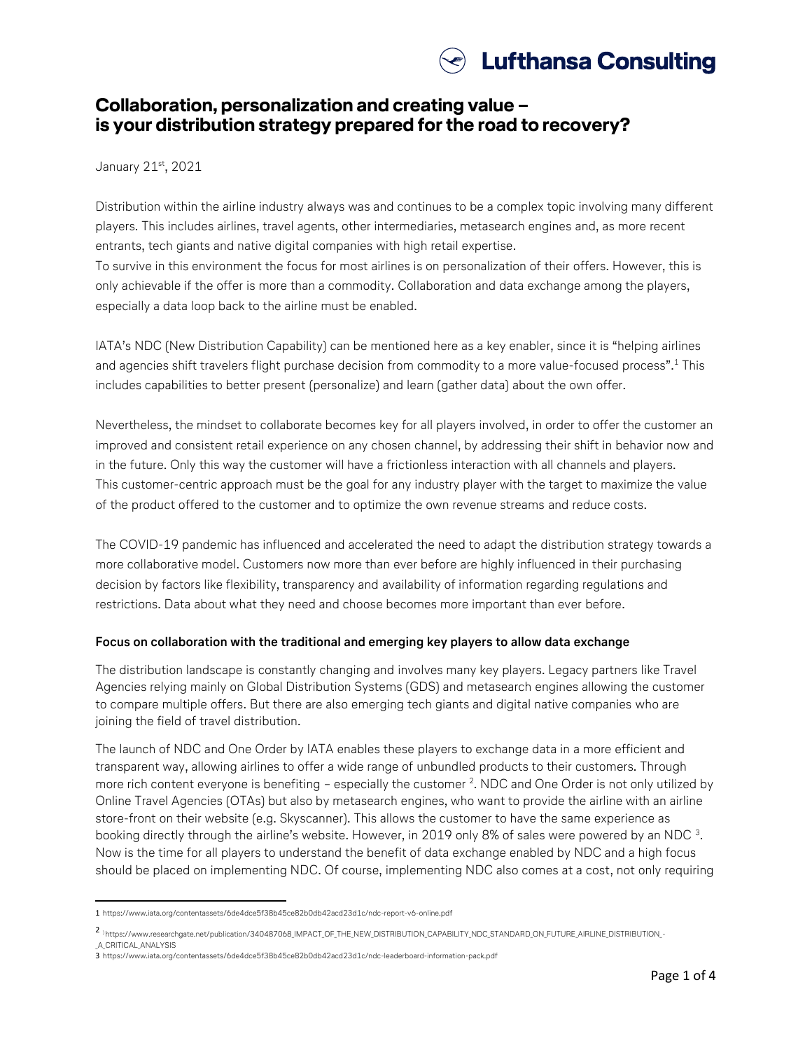# Collaboration, personalization and creating value – is your distribution strategy prepared for the road to recovery?

January 21st, 2021

Distribution within the airline industry always was and continues to be a complex topic involving many different players. This includes airlines, travel agents, other intermediaries, metasearch engines and, as more recent entrants, tech giants and native digital companies with high retail expertise.
To survive in this environment the focus for most airlines is on personalization of their offers. However, this is only achievable if the offer is more than a commodity. Collaboration and data exchange among the players, especially a data loop back to the airline must be enabled.

IATA's NDC (New Distribution Capability) can be mentioned here as a key enabler, since it is "helping airlines and agencies shift travelers flight purchase decision from commodity to a more value-focused process".[1] This includes capabilities to better present (personalize) and learn (gather data) about the own offer.

Nevertheless, the mindset to collaborate becomes key for all players involved, in order to offer the customer an improved and consistent retail experience on any chosen channel, by addressing their shift in behavior now and in the future. Only this way the customer will have a frictionless interaction with all channels and players.
This customer-centric approach must be the goal for any industry player with the target to maximize the value of the product offered to the customer and to optimize the own revenue streams and reduce costs.

The COVID-19 pandemic has influenced and accelerated the need to adapt the distribution strategy towards a more collaborative model. Customers now more than ever before are highly influenced in their purchasing decision by factors like flexibility, transparency and availability of information regarding regulations and restrictions. Data about what they need and choose becomes more important than ever before.

**Focus on collaboration with the traditional and emerging key players to allow data exchange**

The distribution landscape is constantly changing and involves many key players. Legacy partners like Travel Agencies relying mainly on Global Distribution Systems (GDS) and metasearch engines allowing the customer to compare multiple offers. But there are also emerging tech giants and digital native companies who are joining the field of travel distribution.

The launch of NDC and One Order by IATA enables these players to exchange data in a more efficient and transparent way, allowing airlines to offer a wide range of unbundled products to their customers. Through more rich content everyone is benefiting – especially the customer [2]. NDC and One Order is not only utilized by Online Travel Agencies (OTAs) but also by metasearch engines, who want to provide the airline with an airline store-front on their website (e.g. Skyscanner). This allows the customer to have the same experience as booking directly through the airline's website. However, in 2019 only 8% of sales were powered by an NDC [3]. Now is the time for all players to understand the benefit of data exchange enabled by NDC and a high focus should be placed on implementing NDC. Of course, implementing NDC also comes at a cost, not only requiring

1 https://www.iata.org/contentassets/6de4dce5f38b45ce82b0db42acd23d1c/ndc-report-v6-online.pdf

2 https://www.researchgate.net/publication/340487068_IMPACT_OF_THE_NEW_DISTRIBUTION_CAPABILITY_NDC_STANDARD_ON_FUTURE_AIRLINE_DISTRIBUTION_-_A_CRITICAL_ANALYSIS

3 https://www.iata.org/contentassets/6de4dce5f38b45ce82b0db42acd23d1c/ndc-leaderboard-information-pack.pdf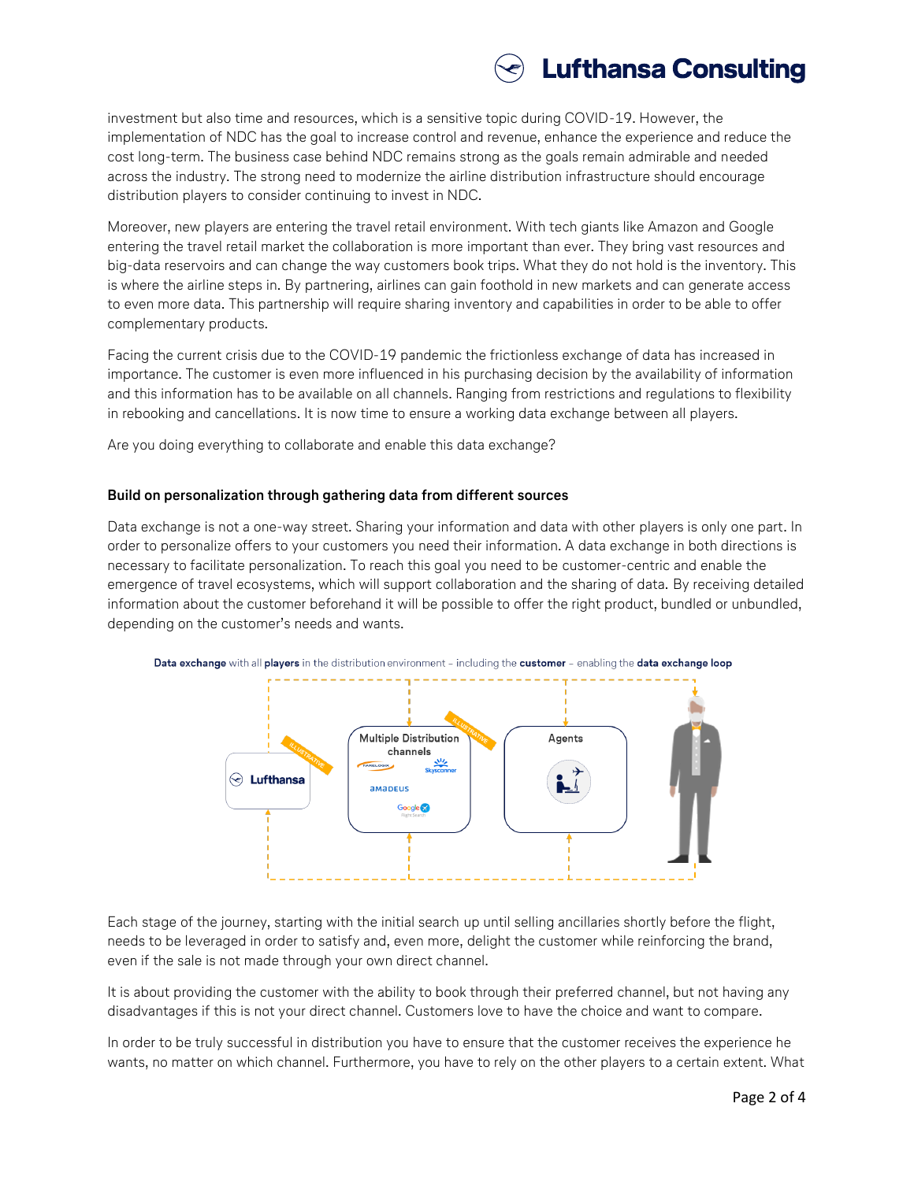investment but also time and resources, which is a sensitive topic during COVID-19. However, the implementation of NDC has the goal to increase control and revenue, enhance the experience and reduce the cost long-term. The business case behind NDC remains strong as the goals remain admirable and needed across the industry. The strong need to modernize the airline distribution infrastructure should encourage distribution players to consider continuing to invest in NDC.

Moreover, new players are entering the travel retail environment. With tech giants like Amazon and Google entering the travel retail market the collaboration is more important than ever. They bring vast resources and big-data reservoirs and can change the way customers book trips. What they do not hold is the inventory. This is where the airline steps in. By partnering, airlines can gain foothold in new markets and can generate access to even more data. This partnership will require sharing inventory and capabilities in order to be able to offer complementary products.

Facing the current crisis due to the COVID-19 pandemic the frictionless exchange of data has increased in importance. The customer is even more influenced in his purchasing decision by the availability of information and this information has to be available on all channels. Ranging from restrictions and regulations to flexibility in rebooking and cancellations. It is now time to ensure a working data exchange between all players.

Are you doing everything to collaborate and enable this data exchange?

**Build on personalization through gathering data from different sources**

Data exchange is not a one-way street. Sharing your information and data with other players is only one part. In order to personalize offers to your customers you need their information. A data exchange in both directions is necessary to facilitate personalization. To reach this goal you need to be customer-centric and enable the emergence of travel ecosystems, which will support collaboration and the sharing of data. By receiving detailed information about the customer beforehand it will be possible to offer the right product, bundled or unbundled, depending on the customer's needs and wants.

**Data exchange** with all **players** in the distribution environment – including the **customer** – enabling the **data exchange loop**

Lufthansa

Multiple Distribution channels

FARELOGIX

Skyscanner

amadeus

Google Flight Search

Agents

ILLUSTRATIVE

ILLUSTRATIVE

Each stage of the journey, starting with the initial search up until selling ancillaries shortly before the flight, needs to be leveraged in order to satisfy and, even more, delight the customer while reinforcing the brand, even if the sale is not made through your own direct channel.

It is about providing the customer with the ability to book through their preferred channel, but not having any disadvantages if this is not your direct channel. Customers love to have the choice and want to compare.

In order to be truly successful in distribution you have to ensure that the customer receives the experience he wants, no matter on which channel. Furthermore, you have to rely on the other players to a certain extent. What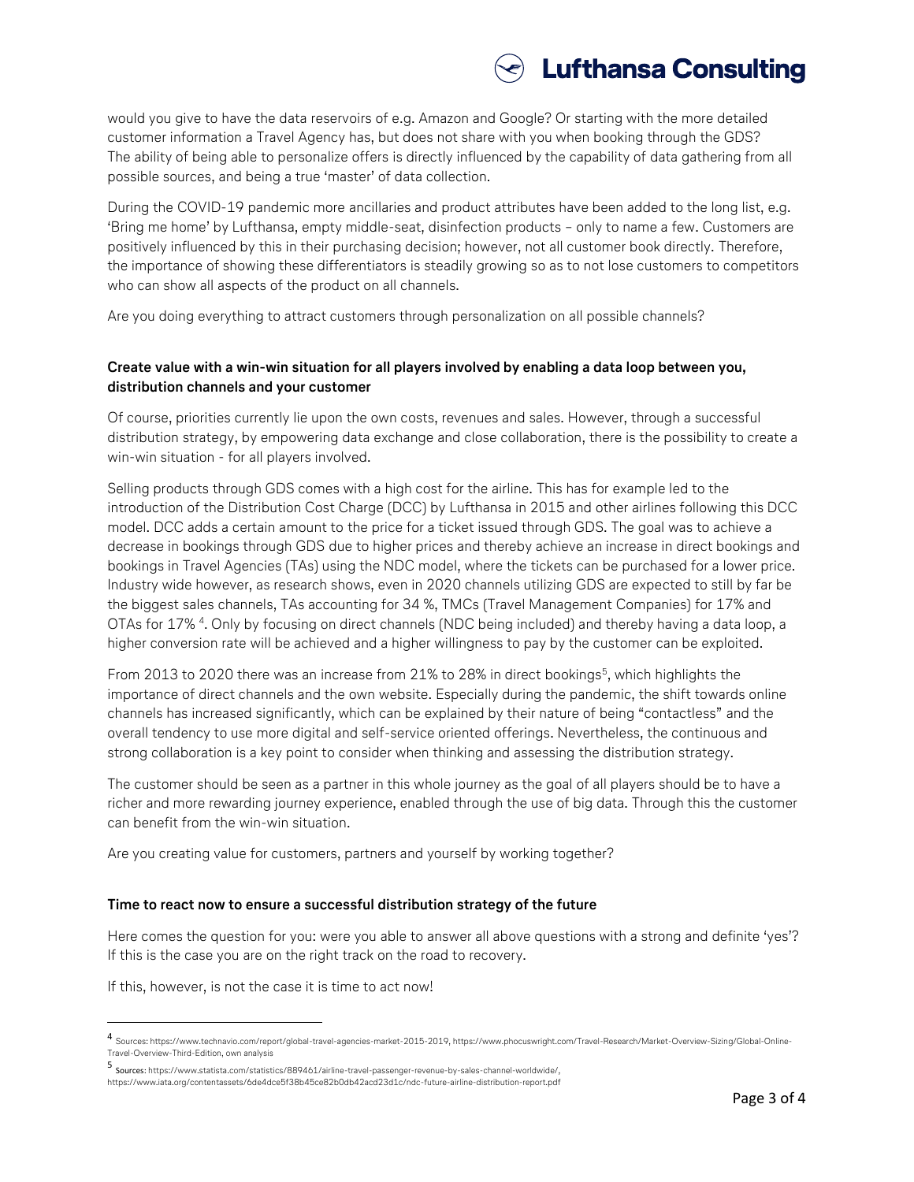would you give to have the data reservoirs of e.g. Amazon and Google? Or starting with the more detailed customer information a Travel Agency has, but does not share with you when booking through the GDS? The ability of being able to personalize offers is directly influenced by the capability of data gathering from all possible sources, and being a true 'master' of data collection.

During the COVID-19 pandemic more ancillaries and product attributes have been added to the long list, e.g. 'Bring me home' by Lufthansa, empty middle-seat, disinfection products – only to name a few. Customers are positively influenced by this in their purchasing decision; however, not all customer book directly. Therefore, the importance of showing these differentiators is steadily growing so as to not lose customers to competitors who can show all aspects of the product on all channels.

Are you doing everything to attract customers through personalization on all possible channels?

**Create value with a win-win situation for all players involved by enabling a data loop between you, distribution channels and your customer**

Of course, priorities currently lie upon the own costs, revenues and sales. However, through a successful distribution strategy, by empowering data exchange and close collaboration, there is the possibility to create a win-win situation - for all players involved.

Selling products through GDS comes with a high cost for the airline. This has for example led to the introduction of the Distribution Cost Charge (DCC) by Lufthansa in 2015 and other airlines following this DCC model. DCC adds a certain amount to the price for a ticket issued through GDS. The goal was to achieve a decrease in bookings through GDS due to higher prices and thereby achieve an increase in direct bookings and bookings in Travel Agencies (TAs) using the NDC model, where the tickets can be purchased for a lower price. Industry wide however, as research shows, even in 2020 channels utilizing GDS are expected to still by far be the biggest sales channels, TAs accounting for 34 %, TMCs (Travel Management Companies) for 17% and OTAs for 17% [4]. Only by focusing on direct channels (NDC being included) and thereby having a data loop, a higher conversion rate will be achieved and a higher willingness to pay by the customer can be exploited.

From 2013 to 2020 there was an increase from 21% to 28% in direct bookings[5], which highlights the importance of direct channels and the own website. Especially during the pandemic, the shift towards online channels has increased significantly, which can be explained by their nature of being "contactless" and the overall tendency to use more digital and self-service oriented offerings. Nevertheless, the continuous and strong collaboration is a key point to consider when thinking and assessing the distribution strategy.

The customer should be seen as a partner in this whole journey as the goal of all players should be to have a richer and more rewarding journey experience, enabled through the use of big data. Through this the customer can benefit from the win-win situation.

Are you creating value for customers, partners and yourself by working together?

**Time to react now to ensure a successful distribution strategy of the future**

Here comes the question for you: were you able to answer all above questions with a strong and definite 'yes'? If this is the case you are on the right track on the road to recovery.

If this, however, is not the case it is time to act now!

---

[4] Sources: https://www.technavio.com/report/global-travel-agencies-market-2015-2019, https://www.phocuswright.com/Travel-Research/Market-Overview-Sizing/Global-Online-Travel-Overview-Third-Edition, own analysis

[5] Sources: https://www.statista.com/statistics/889461/airline-travel-passenger-revenue-by-sales-channel-worldwide/, https://www.iata.org/contentassets/6de4dce5f38b45ce82b0db42acd23d1c/ndc-future-airline-distribution-report.pdf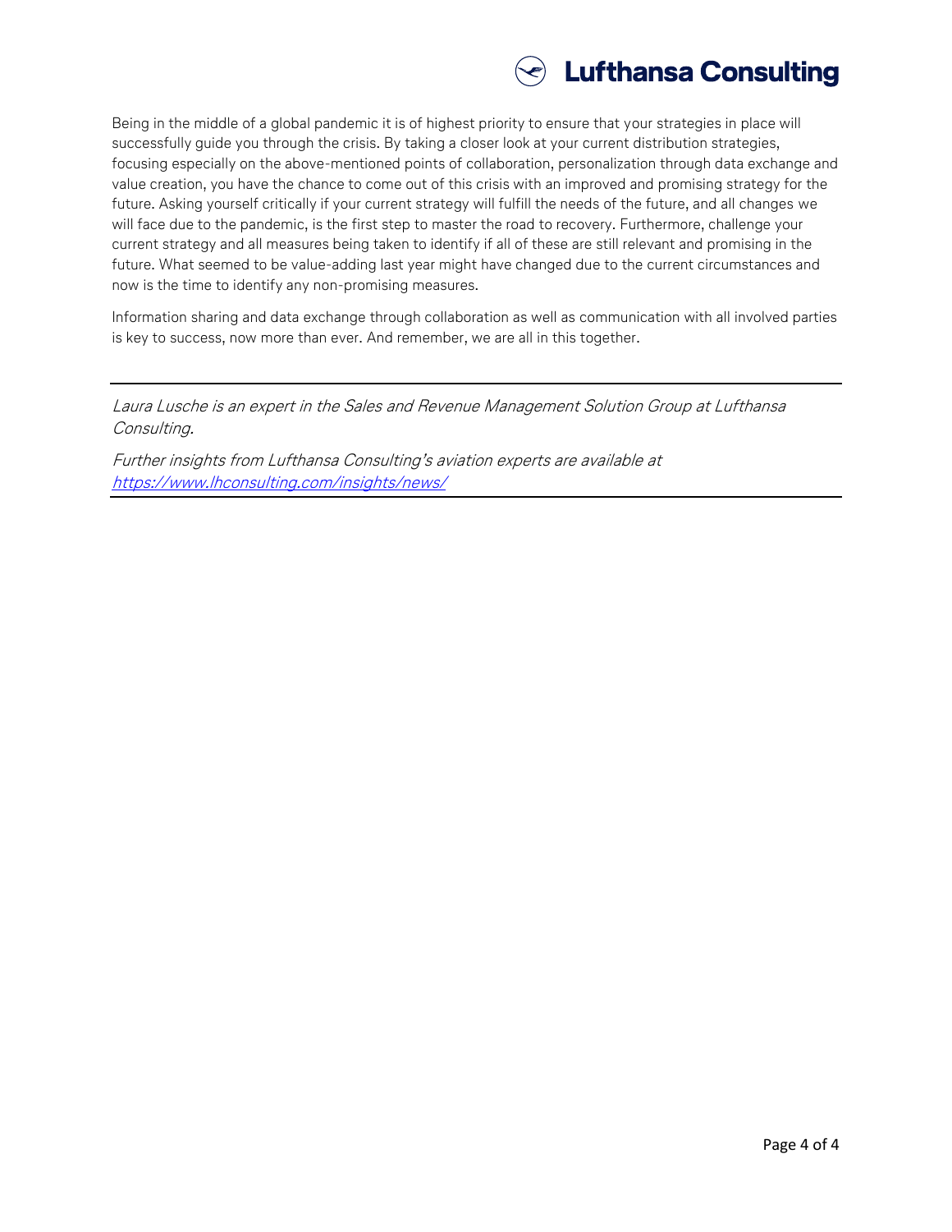Being in the middle of a global pandemic it is of highest priority to ensure that your strategies in place will successfully guide you through the crisis. By taking a closer look at your current distribution strategies, focusing especially on the above-mentioned points of collaboration, personalization through data exchange and value creation, you have the chance to come out of this crisis with an improved and promising strategy for the future. Asking yourself critically if your current strategy will fulfill the needs of the future, and all changes we will face due to the pandemic, is the first step to master the road to recovery. Furthermore, challenge your current strategy and all measures being taken to identify if all of these are still relevant and promising in the future. What seemed to be value-adding last year might have changed due to the current circumstances and now is the time to identify any non-promising measures.

Information sharing and data exchange through collaboration as well as communication with all involved parties is key to success, now more than ever. And remember, we are all in this together.

---

*Laura Lusche is an expert in the Sales and Revenue Management Solution Group at Lufthansa Consulting.*

*Further insights from Lufthansa Consulting's aviation experts are available at [https://www.lhconsulting.com/insights/news/](https://www.lhconsulting.com/insights/news/)*

---